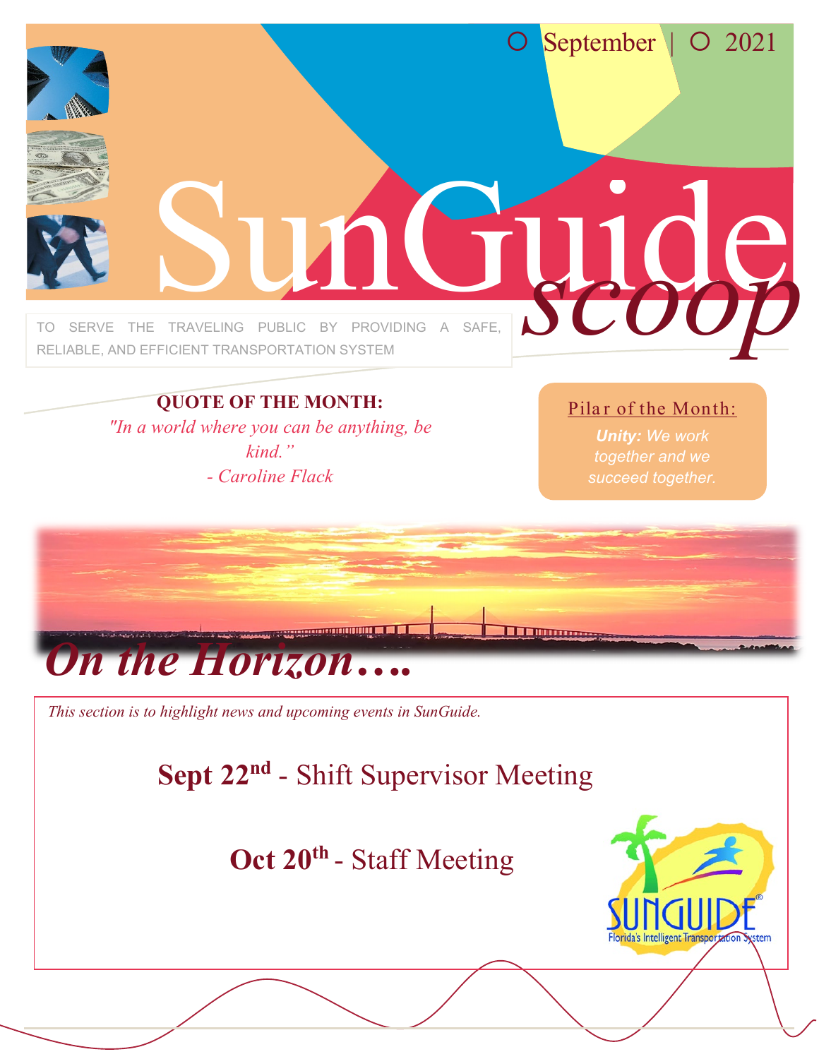September | 2021

# SunGuide *scoop*

TO SERVE THE TRAVELING PUBLIC BY PROVIDING A SAFE, RELIABLE, AND EFFICIENT TRANSPORTATION SYSTEM

**QUOTE OF THE MONTH:**

*"In a world where you can be anything, be kind."*
*- Caroline Flack*

**Pilar of the Month:**

***Unity:*** *We work together and we succeed together.*

## *On the Horizon….*

*This section is to highlight news and upcoming events in SunGuide.*

**Sept 22nd** - Shift Supervisor Meeting

**Oct 20th** - Staff Meeting

SUNGUIDE®
Florida's Intelligent Transportation System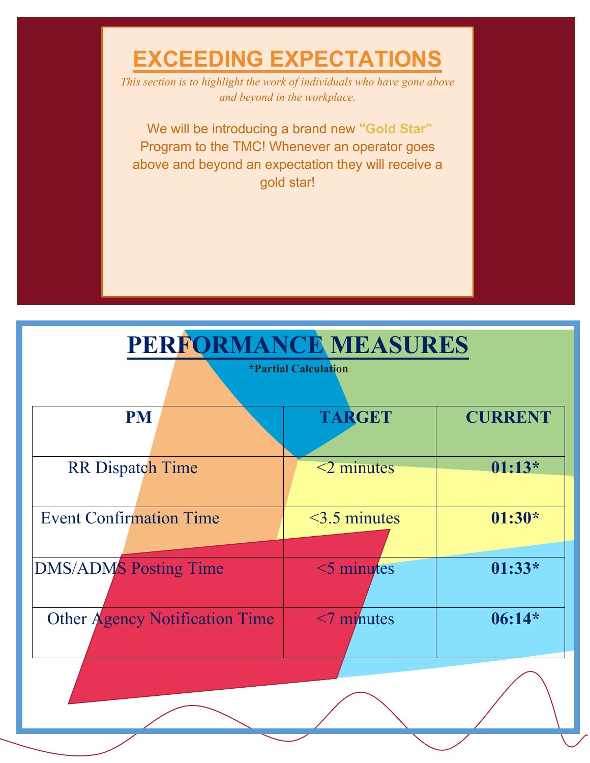## EXCEEDING EXPECTATIONS

*This section is to highlight the work of individuals who have gone above and beyond in the workplace.*

We will be introducing a brand new **"Gold Star"** Program to the TMC! Whenever an operator goes above and beyond an expectation they will receive a gold star!

## PERFORMANCE MEASURES

***Partial Calculation**

| PM | TARGET | CURRENT |
|---|---|---|
| RR Dispatch Time | <2 minutes | **01:13*** |
| Event Confirmation Time | <3.5 minutes | **01:30*** |
| DMS/ADMS Posting Time | <5 minutes | **01:33*** |
| Other Agency Notification Time | <7 minutes | **06:14*** |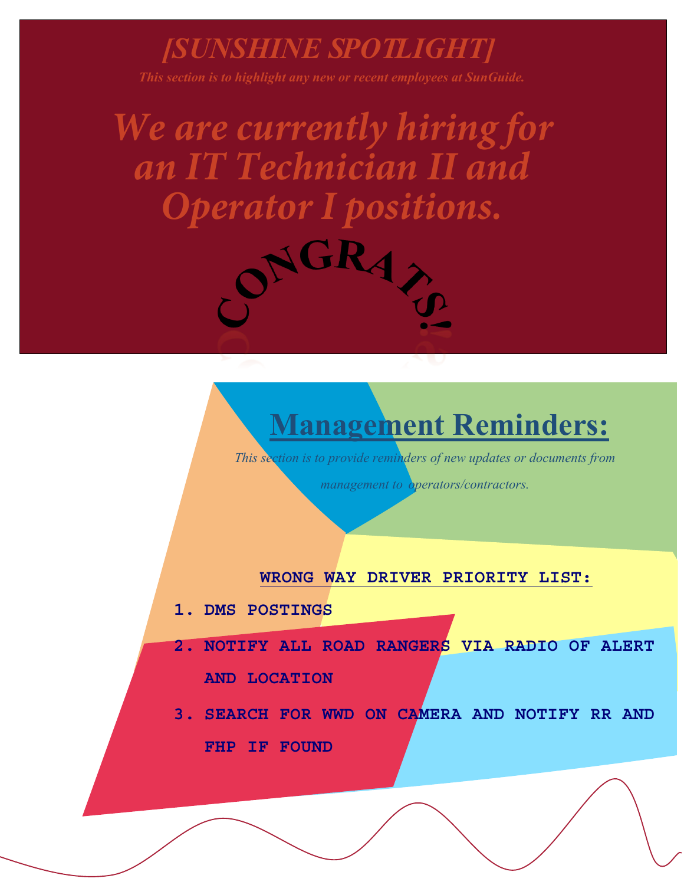## *[SUNSHINE SPOTLIGHT]*

***This section is to highlight any new or recent employees at SunGuide.***

# *We are currently hiring for an IT Technician II and Operator I positions.*

**CONGRATS!**

# Management Reminders:

*This section is to provide reminders of new updates or documents from management to operators/contractors.*

**WRONG WAY DRIVER PRIORITY LIST:**

1. **DMS POSTINGS**
2. **NOTIFY ALL ROAD RANGERS VIA RADIO OF ALERT AND LOCATION**
3. **SEARCH FOR WWD ON CAMERA AND NOTIFY RR AND FHP IF FOUND**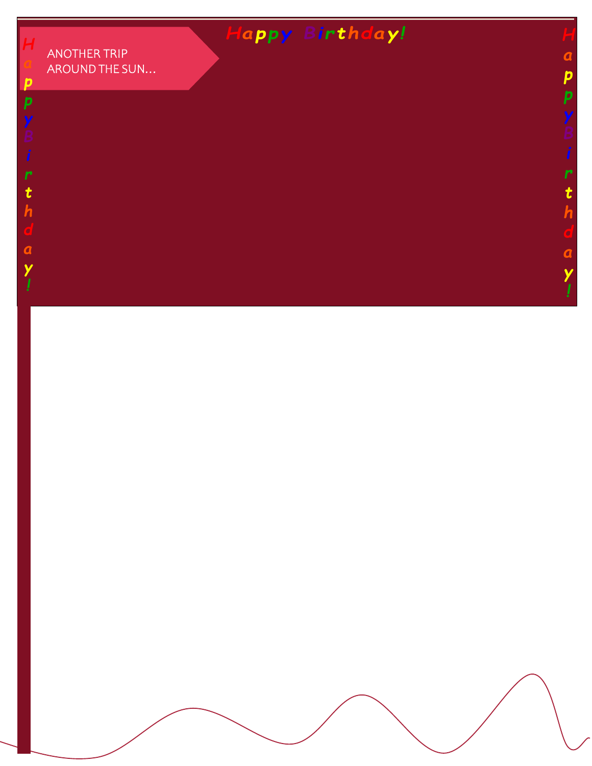ANOTHER TRIP
AROUND THE SUN…

Happy Birthday!

Happy Birthday!

Happy Birthday!